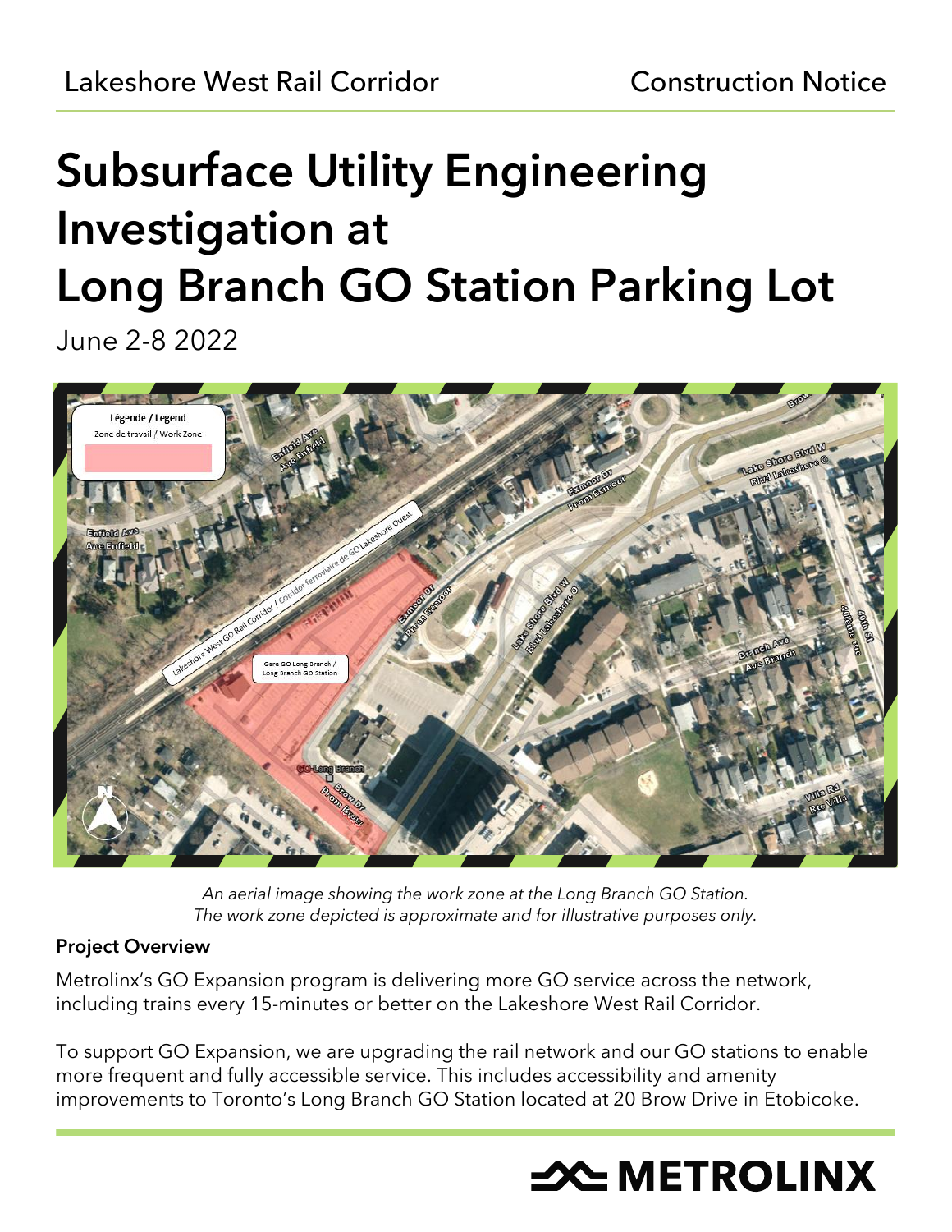Lakeshore West Rail Corridor

Construction Notice

# Subsurface Utility Engineering Investigation at Long Branch GO Station Parking Lot

June 2-8 2022

*An aerial image showing the work zone at the Long Branch GO Station. The work zone depicted is approximate and for illustrative purposes only.*

## Project Overview

Metrolinx's GO Expansion program is delivering more GO service across the network, including trains every 15-minutes or better on the Lakeshore West Rail Corridor.

To support GO Expansion, we are upgrading the rail network and our GO stations to enable more frequent and fully accessible service. This includes accessibility and amenity improvements to Toronto's Long Branch GO Station located at 20 Brow Drive in Etobicoke.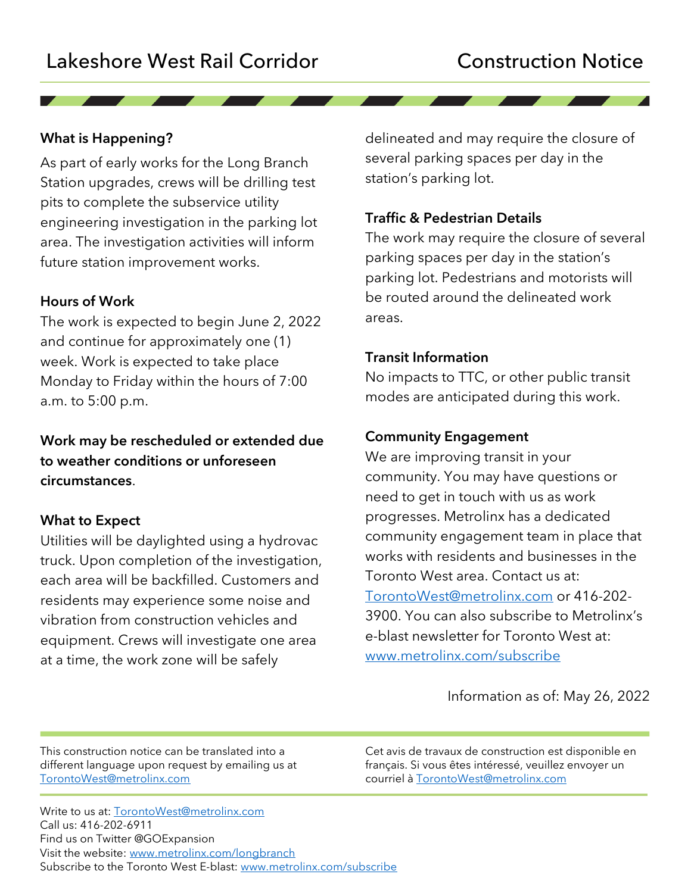# Lakeshore West Rail Corridor

# Construction Notice

**What is Happening?**

As part of early works for the Long Branch Station upgrades, crews will be drilling test pits to complete the subservice utility engineering investigation in the parking lot area. The investigation activities will inform future station improvement works.

**Hours of Work**

The work is expected to begin June 2, 2022 and continue for approximately one (1) week. Work is expected to take place Monday to Friday within the hours of 7:00 a.m. to 5:00 p.m.

**Work may be rescheduled or extended due to weather conditions or unforeseen circumstances**.

**What to Expect**

Utilities will be daylighted using a hydrovac truck. Upon completion of the investigation, each area will be backfilled. Customers and residents may experience some noise and vibration from construction vehicles and equipment. Crews will investigate one area at a time, the work zone will be safely delineated and may require the closure of several parking spaces per day in the station's parking lot.

**Traffic & Pedestrian Details**

The work may require the closure of several parking spaces per day in the station's parking lot. Pedestrians and motorists will be routed around the delineated work areas.

**Transit Information**

No impacts to TTC, or other public transit modes are anticipated during this work.

**Community Engagement**

We are improving transit in your community. You may have questions or need to get in touch with us as work progresses. Metrolinx has a dedicated community engagement team in place that works with residents and businesses in the Toronto West area. Contact us at: TorontoWest@metrolinx.com or 416-202-3900. You can also subscribe to Metrolinx's e-blast newsletter for Toronto West at: www.metrolinx.com/subscribe

Information as of: May 26, 2022

This construction notice can be translated into a different language upon request by emailing us at TorontoWest@metrolinx.com

Cet avis de travaux de construction est disponible en français. Si vous êtes intéressé, veuillez envoyer un courriel à TorontoWest@metrolinx.com

Write to us at: TorontoWest@metrolinx.com
Call us: 416-202-6911
Find us on Twitter @GOExpansion
Visit the website: www.metrolinx.com/longbranch
Subscribe to the Toronto West E-blast: www.metrolinx.com/subscribe